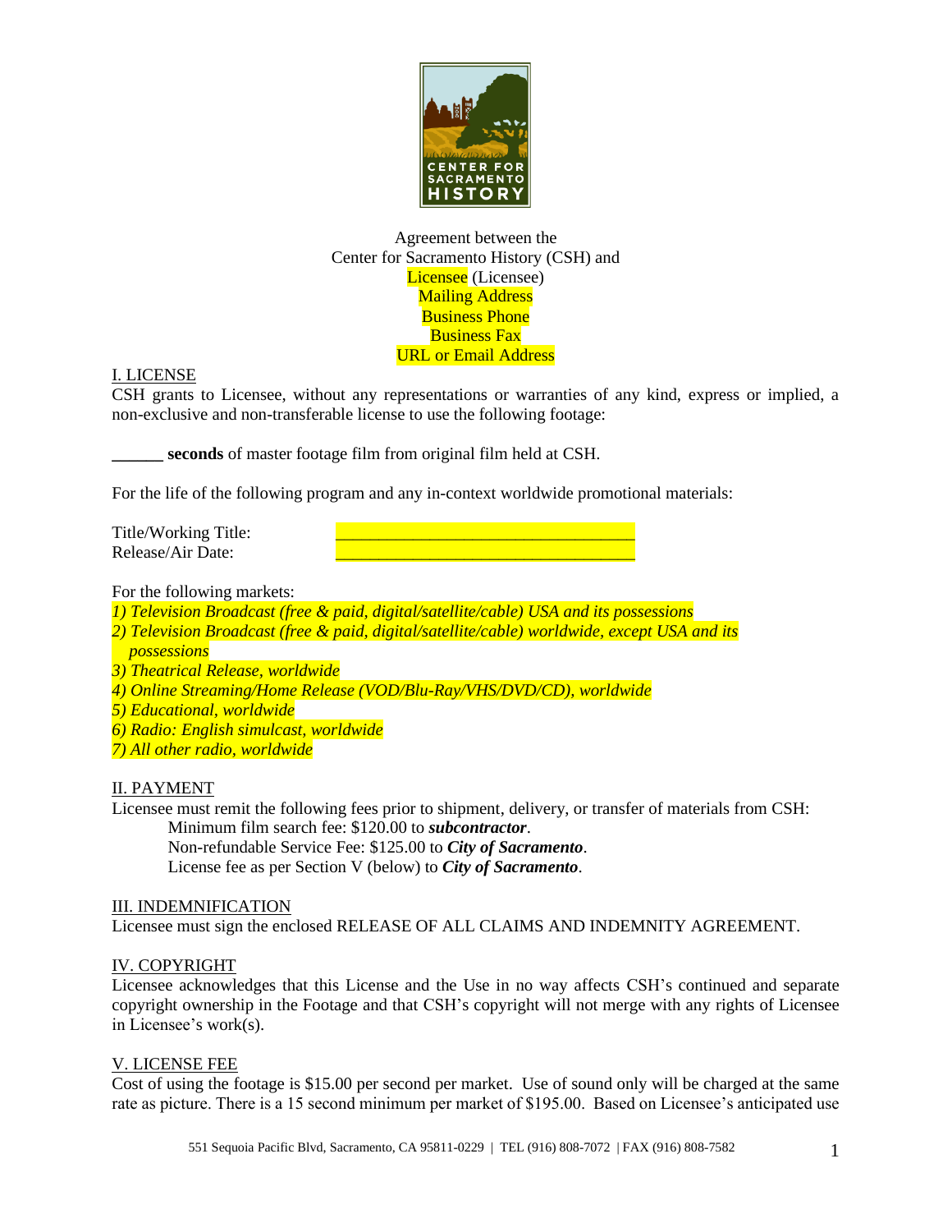Agreement between the
Center for Sacramento History (CSH) and
Licensee (Licensee)
Mailing Address
Business Phone
Business Fax
URL or Email Address

## I. LICENSE

CSH grants to Licensee, without any representations or warranties of any kind, express or implied, a non-exclusive and non-transferable license to use the following footage:

______ **seconds** of master footage film from original film held at CSH.

For the life of the following program and any in-context worldwide promotional materials:

Title/Working Title: ________________________________
Release/Air Date: ________________________________

For the following markets:

*1) Television Broadcast (free & paid, digital/satellite/cable) USA and its possessions*
*2) Television Broadcast (free & paid, digital/satellite/cable) worldwide, except USA and its possessions*
*3) Theatrical Release, worldwide*
*4) Online Streaming/Home Release (VOD/Blu-Ray/VHS/DVD/CD), worldwide*
*5) Educational, worldwide*
*6) Radio: English simulcast, worldwide*
*7) All other radio, worldwide*

## II. PAYMENT

Licensee must remit the following fees prior to shipment, delivery, or transfer of materials from CSH:

Minimum film search fee: $120.00 to ***subcontractor***.
Non-refundable Service Fee: $125.00 to ***City of Sacramento***.
License fee as per Section V (below) to ***City of Sacramento***.

## III. INDEMNIFICATION

Licensee must sign the enclosed RELEASE OF ALL CLAIMS AND INDEMNITY AGREEMENT.

## IV. COPYRIGHT

Licensee acknowledges that this License and the Use in no way affects CSH's continued and separate copyright ownership in the Footage and that CSH's copyright will not merge with any rights of Licensee in Licensee's work(s).

## V. LICENSE FEE

Cost of using the footage is $15.00 per second per market. Use of sound only will be charged at the same rate as picture. There is a 15 second minimum per market of $195.00. Based on Licensee's anticipated use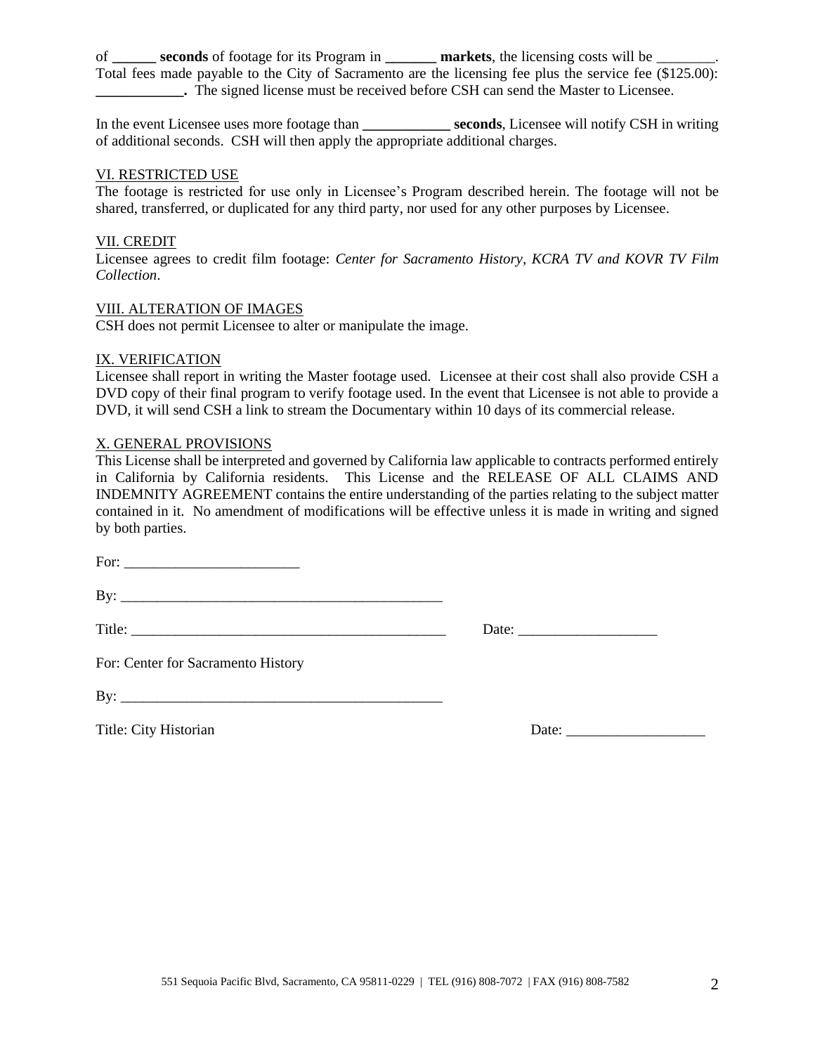of ______ **seconds** of footage for its Program in _______ **markets**, the licensing costs will be ________. Total fees made payable to the City of Sacramento are the licensing fee plus the service fee ($125.00): **____________.** The signed license must be received before CSH can send the Master to Licensee.

In the event Licensee uses more footage than **____________ seconds**, Licensee will notify CSH in writing of additional seconds. CSH will then apply the appropriate additional charges.

VI. RESTRICTED USE

The footage is restricted for use only in Licensee's Program described herein. The footage will not be shared, transferred, or duplicated for any third party, nor used for any other purposes by Licensee.

VII. CREDIT

Licensee agrees to credit film footage: *Center for Sacramento History, KCRA TV and KOVR TV Film Collection*.

VIII. ALTERATION OF IMAGES

CSH does not permit Licensee to alter or manipulate the image.

IX. VERIFICATION

Licensee shall report in writing the Master footage used. Licensee at their cost shall also provide CSH a DVD copy of their final program to verify footage used. In the event that Licensee is not able to provide a DVD, it will send CSH a link to stream the Documentary within 10 days of its commercial release.

X. GENERAL PROVISIONS

This License shall be interpreted and governed by California law applicable to contracts performed entirely in California by California residents. This License and the RELEASE OF ALL CLAIMS AND INDEMNITY AGREEMENT contains the entire understanding of the parties relating to the subject matter contained in it. No amendment of modifications will be effective unless it is made in writing and signed by both parties.

For: ________________________

By: ____________________________________________

Title: ___________________________________________ Date: ___________________

For: Center for Sacramento History

By: ____________________________________________

Title: City Historian Date: ___________________

551 Sequoia Pacific Blvd, Sacramento, CA 95811-0229 | TEL (916) 808-7072 | FAX (916) 808-7582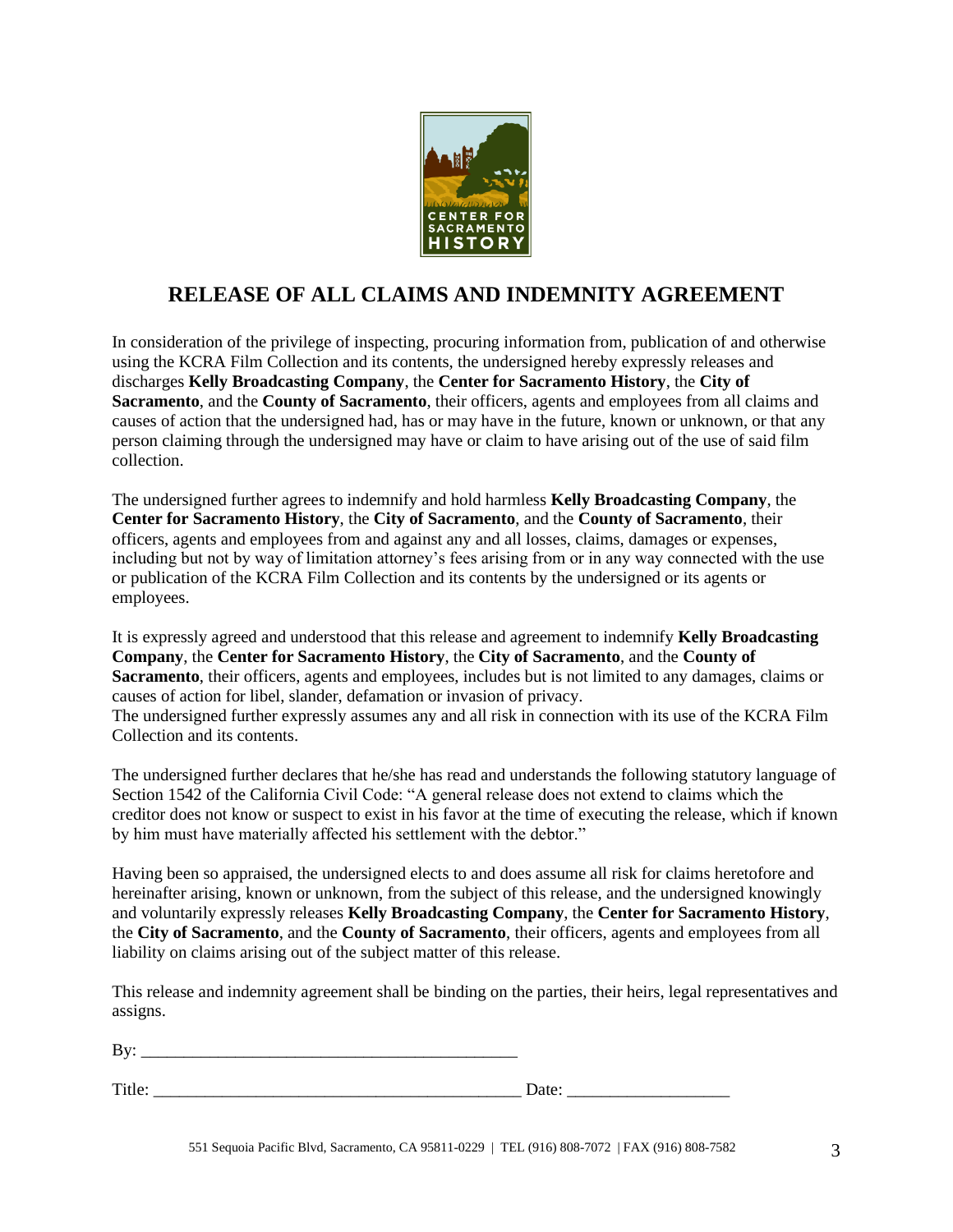# RELEASE OF ALL CLAIMS AND INDEMNITY AGREEMENT

In consideration of the privilege of inspecting, procuring information from, publication of and otherwise using the KCRA Film Collection and its contents, the undersigned hereby expressly releases and discharges **Kelly Broadcasting Company**, the **Center for Sacramento History**, the **City of Sacramento**, and the **County of Sacramento**, their officers, agents and employees from all claims and causes of action that the undersigned had, has or may have in the future, known or unknown, or that any person claiming through the undersigned may have or claim to have arising out of the use of said film collection.

The undersigned further agrees to indemnify and hold harmless **Kelly Broadcasting Company**, the **Center for Sacramento History**, the **City of Sacramento**, and the **County of Sacramento**, their officers, agents and employees from and against any and all losses, claims, damages or expenses, including but not by way of limitation attorney's fees arising from or in any way connected with the use or publication of the KCRA Film Collection and its contents by the undersigned or its agents or employees.

It is expressly agreed and understood that this release and agreement to indemnify **Kelly Broadcasting Company**, the **Center for Sacramento History**, the **City of Sacramento**, and the **County of Sacramento**, their officers, agents and employees, includes but is not limited to any damages, claims or causes of action for libel, slander, defamation or invasion of privacy.
The undersigned further expressly assumes any and all risk in connection with its use of the KCRA Film Collection and its contents.

The undersigned further declares that he/she has read and understands the following statutory language of Section 1542 of the California Civil Code: "A general release does not extend to claims which the creditor does not know or suspect to exist in his favor at the time of executing the release, which if known by him must have materially affected his settlement with the debtor."

Having been so appraised, the undersigned elects to and does assume all risk for claims heretofore and hereinafter arising, known or unknown, from the subject of this release, and the undersigned knowingly and voluntarily expressly releases **Kelly Broadcasting Company**, the **Center for Sacramento History**, the **City of Sacramento**, and the **County of Sacramento**, their officers, agents and employees from all liability on claims arising out of the subject matter of this release.

This release and indemnity agreement shall be binding on the parties, their heirs, legal representatives and assigns.

By: ____________________________________________

Title: ___________________________________________ Date: __________________

551 Sequoia Pacific Blvd, Sacramento, CA 95811-0229 | TEL (916) 808-7072 | FAX (916) 808-7582